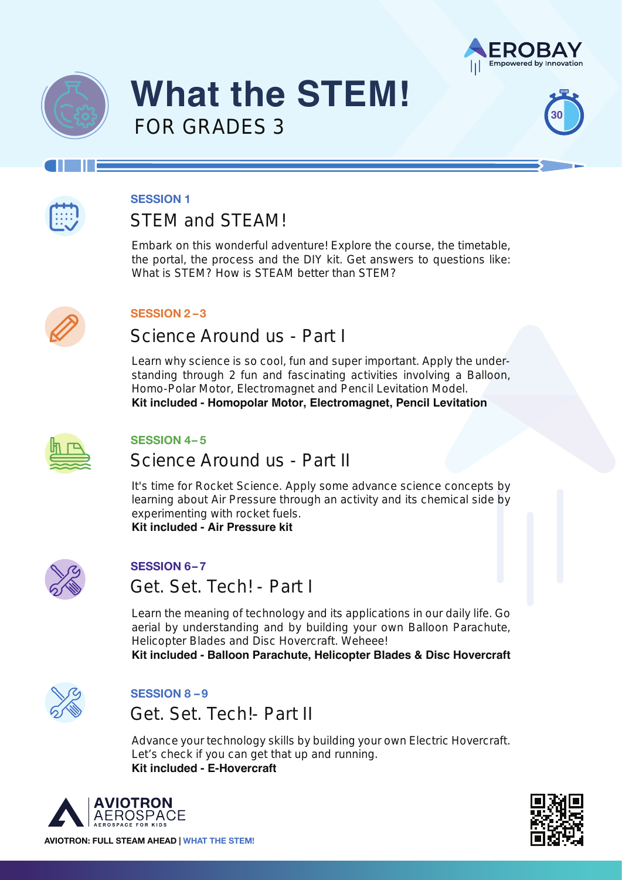AEROBAY
Empowered by Innovation

# What the STEM!
FOR GRADES 3

30

### SESSION 1
## STEM and STEAM!

Embark on this wonderful adventure! Explore the course, the timetable, the portal, the process and the DIY kit. Get answers to questions like: What is STEM? How is STEAM better than STEM?

### SESSION 2 – 3
## Science Around us - Part I

Learn why science is so cool, fun and super important. Apply the understanding through 2 fun and fascinating activities involving a Balloon, Homo-Polar Motor, Electromagnet and Pencil Levitation Model.
**Kit included - Homopolar Motor, Electromagnet, Pencil Levitation**

### SESSION 4 – 5
## Science Around us - Part II

It's time for Rocket Science. Apply some advance science concepts by learning about Air Pressure through an activity and its chemical side by experimenting with rocket fuels.
**Kit included - Air Pressure kit**

### SESSION 6 – 7
## Get. Set. Tech! - Part I

Learn the meaning of technology and its applications in our daily life. Go aerial by understanding and by building your own Balloon Parachute, Helicopter Blades and Disc Hovercraft. Weheee!
**Kit included - Balloon Parachute, Helicopter Blades & Disc Hovercraft**

### SESSION 8 – 9
## Get. Set. Tech!- Part II

Advance your technology skills by building your own Electric Hovercraft. Let's check if you can get that up and running.
**Kit included - E-Hovercraft**

AVIOTRON AEROSPACE
AEROSPACE FOR KIDS

**AVIOTRON: FULL STEAM AHEAD** | **WHAT THE STEM!**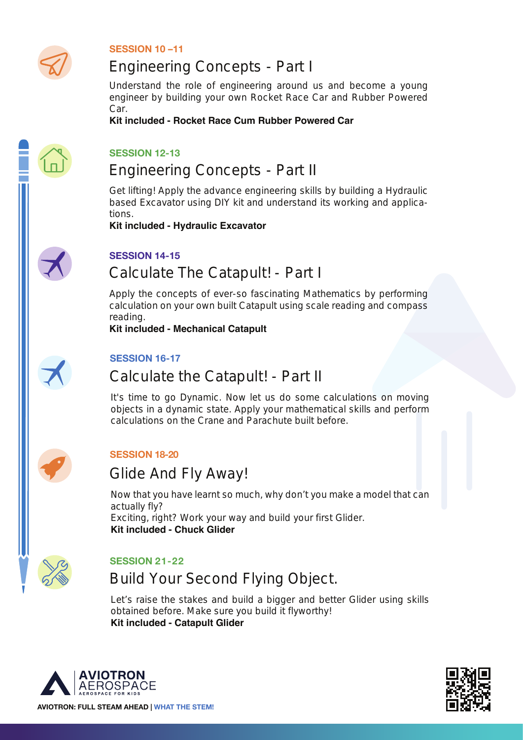**SESSION 10 –11**

## Engineering Concepts - Part I

Understand the role of engineering around us and become a young engineer by building your own Rocket Race Car and Rubber Powered Car.

**Kit included - Rocket Race Cum Rubber Powered Car**

**SESSION 12-13**

## Engineering Concepts - Part II

Get lifting! Apply the advance engineering skills by building a Hydraulic based Excavator using DIY kit and understand its working and applications.

**Kit included - Hydraulic Excavator**

**SESSION 14-15**

## Calculate The Catapult! - Part I

Apply the concepts of ever-so fascinating Mathematics by performing calculation on your own built Catapult using scale reading and compass reading.

**Kit included - Mechanical Catapult**

**SESSION 16-17**

## Calculate the Catapult! - Part II

It's time to go Dynamic. Now let us do some calculations on moving objects in a dynamic state. Apply your mathematical skills and perform calculations on the Crane and Parachute built before.

**SESSION 18-20**

## Glide And Fly Away!

Now that you have learnt so much, why don't you make a model that can actually fly?

Exciting, right? Work your way and build your first Glider.

**Kit included - Chuck Glider**

**SESSION 21-22**

## Build Your Second Flying Object.

Let's raise the stakes and build a bigger and better Glider using skills obtained before. Make sure you build it flyworthy!

**Kit included - Catapult Glider**

AVIOTRON AEROSPACE
AEROSPACE FOR KIDS

**AVIOTRON: FULL STEAM AHEAD | WHAT THE STEM!**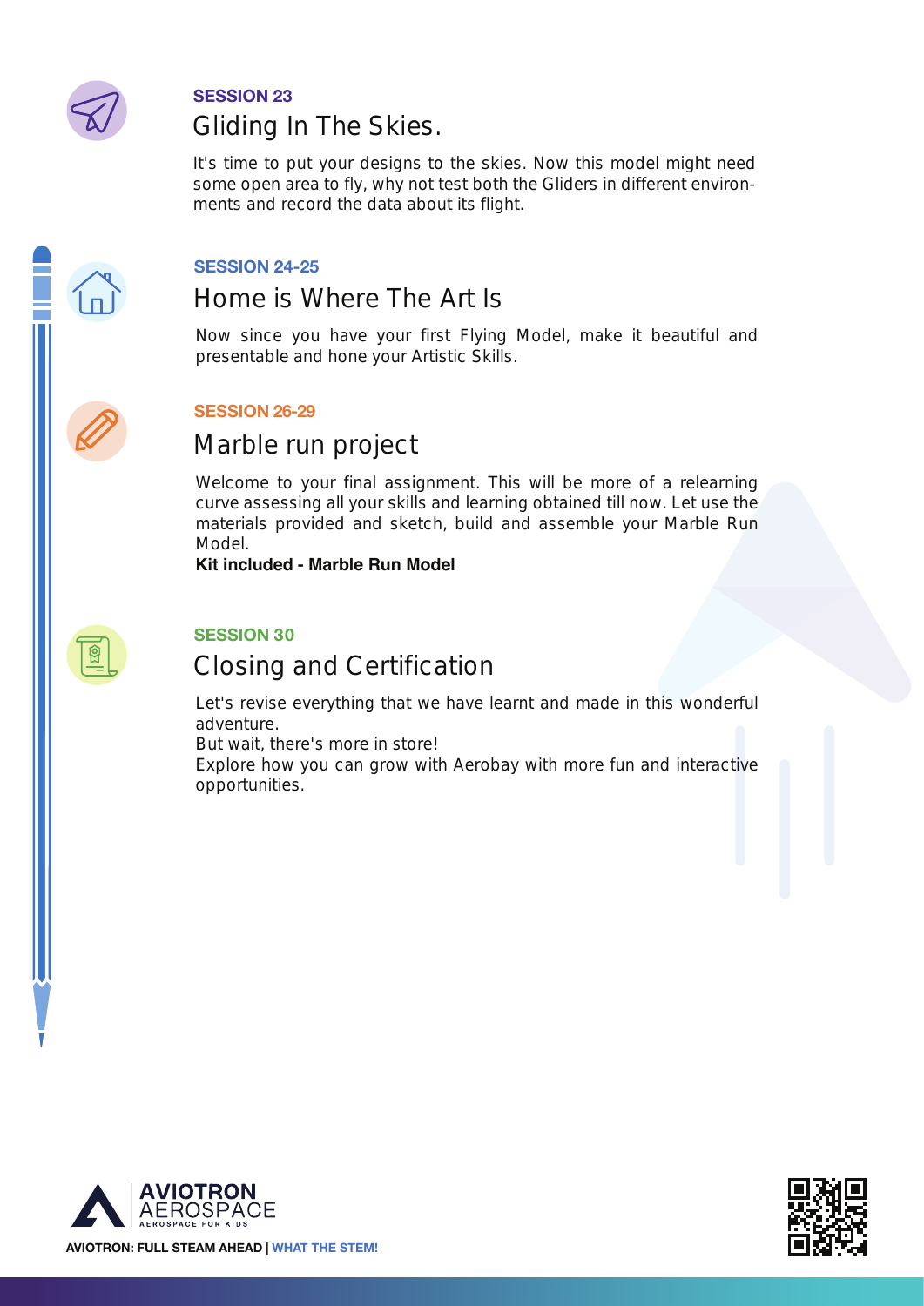**SESSION 23**

## Gliding In The Skies.

It's time to put your designs to the skies. Now this model might need some open area to fly, why not test both the Gliders in different environments and record the data about its flight.

**SESSION 24-25**

## Home is Where The Art Is

Now since you have your first Flying Model, make it beautiful and presentable and hone your Artistic Skills.

**SESSION 26-29**

## Marble run project

Welcome to your final assignment. This will be more of a relearning curve assessing all your skills and learning obtained till now. Let use the materials provided and sketch, build and assemble your Marble Run Model.

**Kit included - Marble Run Model**

**SESSION 30**

## Closing and Certification

Let's revise everything that we have learnt and made in this wonderful adventure.

But wait, there's more in store!

Explore how you can grow with Aerobay with more fun and interactive opportunities.

AVIOTRON AEROSPACE
AEROSPACE FOR KIDS

**AVIOTRON: FULL STEAM AHEAD | WHAT THE STEM!**